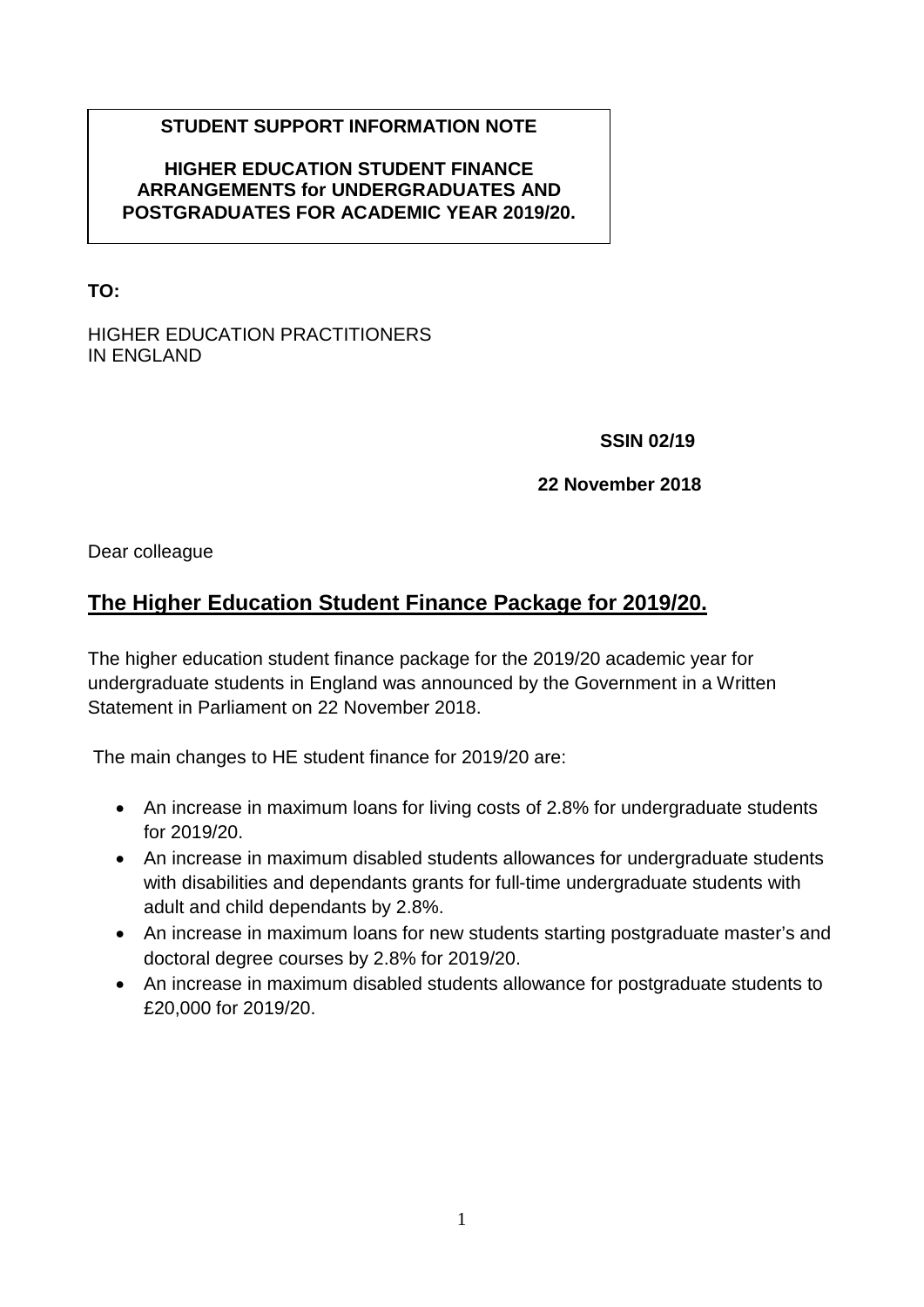**STUDENT SUPPORT INFORMATION NOTE**

**HIGHER EDUCATION STUDENT FINANCE ARRANGEMENTS for UNDERGRADUATES AND POSTGRADUATES FOR ACADEMIC YEAR 2019/20.**

**TO:**

HIGHER EDUCATION PRACTITIONERS
IN ENGLAND

**SSIN 02/19**

**22 November 2018**

Dear colleague

## The Higher Education Student Finance Package for 2019/20.

The higher education student finance package for the 2019/20 academic year for undergraduate students in England was announced by the Government in a Written Statement in Parliament on 22 November 2018.

The main changes to HE student finance for 2019/20 are:

- An increase in maximum loans for living costs of 2.8% for undergraduate students for 2019/20.
- An increase in maximum disabled students allowances for undergraduate students with disabilities and dependants grants for full-time undergraduate students with adult and child dependants by 2.8%.
- An increase in maximum loans for new students starting postgraduate master's and doctoral degree courses by 2.8% for 2019/20.
- An increase in maximum disabled students allowance for postgraduate students to £20,000 for 2019/20.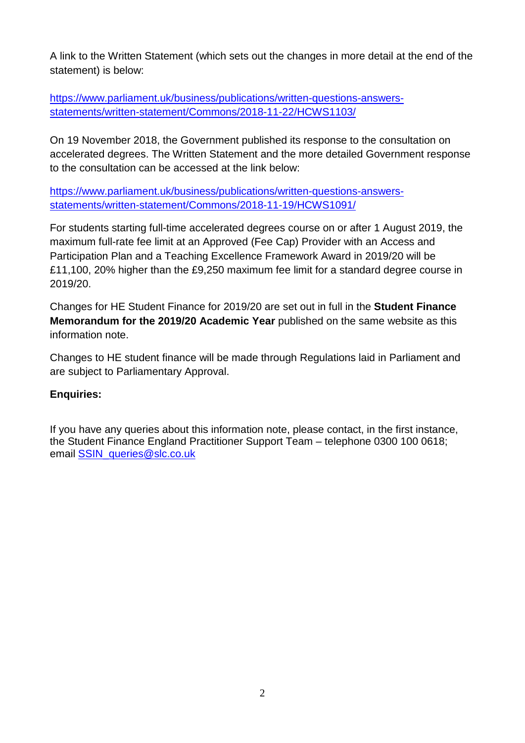A link to the Written Statement (which sets out the changes in more detail at the end of the statement) is below:

[https://www.parliament.uk/business/publications/written-questions-answers-statements/written-statement/Commons/2018-11-22/HCWS1103/](https://www.parliament.uk/business/publications/written-questions-answers-statements/written-statement/Commons/2018-11-22/HCWS1103/)

On 19 November 2018, the Government published its response to the consultation on accelerated degrees. The Written Statement and the more detailed Government response to the consultation can be accessed at the link below:

[https://www.parliament.uk/business/publications/written-questions-answers-statements/written-statement/Commons/2018-11-19/HCWS1091/](https://www.parliament.uk/business/publications/written-questions-answers-statements/written-statement/Commons/2018-11-19/HCWS1091/)

For students starting full-time accelerated degrees course on or after 1 August 2019, the maximum full-rate fee limit at an Approved (Fee Cap) Provider with an Access and Participation Plan and a Teaching Excellence Framework Award in 2019/20 will be £11,100, 20% higher than the £9,250 maximum fee limit for a standard degree course in 2019/20.

Changes for HE Student Finance for 2019/20 are set out in full in the **Student Finance Memorandum for the 2019/20 Academic Year** published on the same website as this information note.

Changes to HE student finance will be made through Regulations laid in Parliament and are subject to Parliamentary Approval.

**Enquiries:**

If you have any queries about this information note, please contact, in the first instance, the Student Finance England Practitioner Support Team – telephone 0300 100 0618; email [SSIN_queries@slc.co.uk](mailto:SSIN_queries@slc.co.uk)